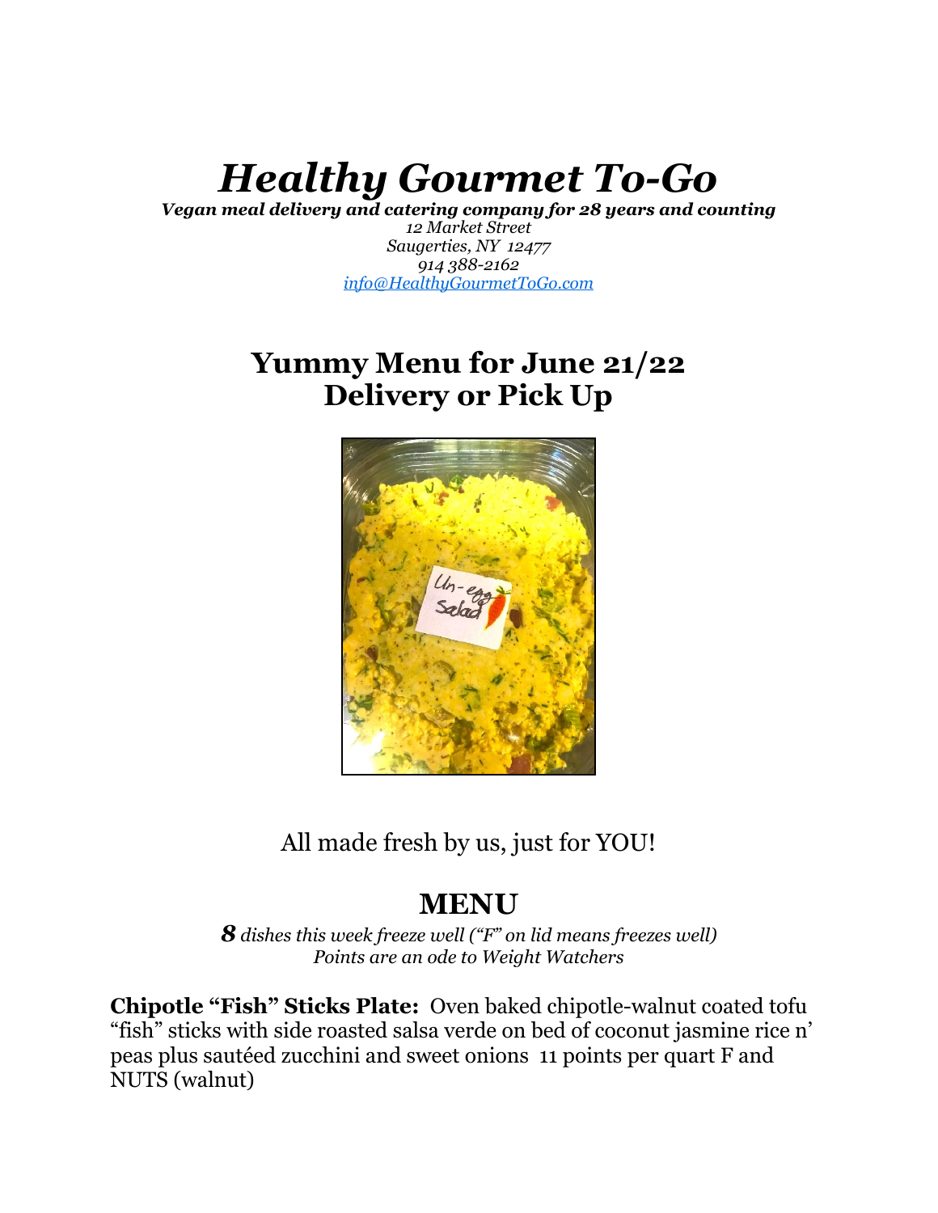# *Healthy Gourmet To-Go*

***Vegan meal delivery and catering company for 28 years and counting***

*12 Market Street*
*Saugerties, NY 12477*
*914 388-2162*
*info@HealthyGourmetToGo.com*

## Yummy Menu for June 21/22
## Delivery or Pick Up

All made fresh by us, just for YOU!

## MENU

***8** dishes this week freeze well ("F" on lid means freezes well)*
*Points are an ode to Weight Watchers*

**Chipotle "Fish" Sticks Plate:** Oven baked chipotle-walnut coated tofu "fish" sticks with side roasted salsa verde on bed of coconut jasmine rice n' peas plus sautéed zucchini and sweet onions 11 points per quart F and NUTS (walnut)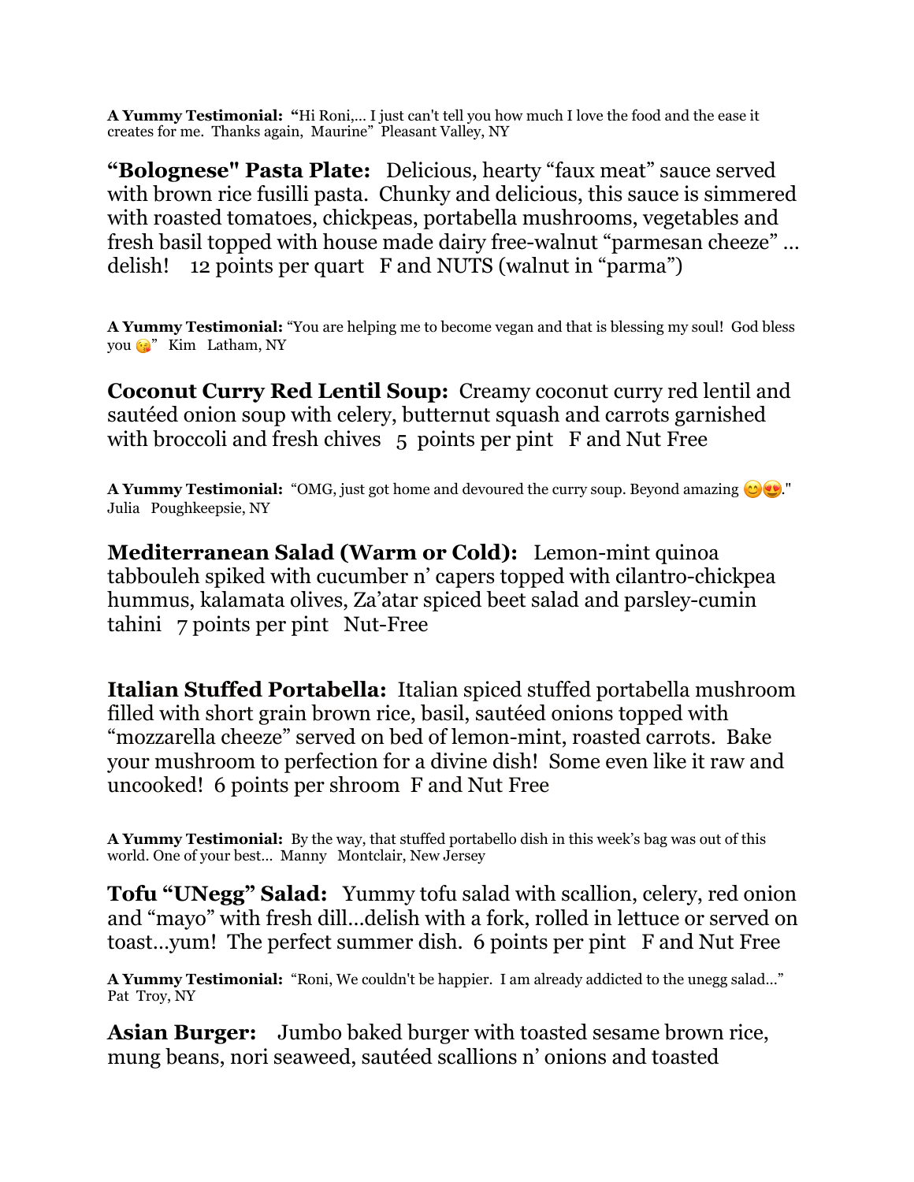**A Yummy Testimonial:** "Hi Roni,… I just can't tell you how much I love the food and the ease it creates for me. Thanks again, Maurine" Pleasant Valley, NY

**"Bolognese" Pasta Plate:** Delicious, hearty "faux meat" sauce served with brown rice fusilli pasta. Chunky and delicious, this sauce is simmered with roasted tomatoes, chickpeas, portabella mushrooms, vegetables and fresh basil topped with house made dairy free-walnut "parmesan cheeze" … delish! 12 points per quart F and NUTS (walnut in "parma")

**A Yummy Testimonial:** "You are helping me to become vegan and that is blessing my soul! God bless you 😘" Kim Latham, NY

**Coconut Curry Red Lentil Soup:** Creamy coconut curry red lentil and sautéed onion soup with celery, butternut squash and carrots garnished with broccoli and fresh chives 5 points per pint F and Nut Free

**A Yummy Testimonial:** "OMG, just got home and devoured the curry soup. Beyond amazing 😊😍." Julia Poughkeepsie, NY

**Mediterranean Salad (Warm or Cold):** Lemon-mint quinoa tabbouleh spiked with cucumber n' capers topped with cilantro-chickpea hummus, kalamata olives, Za'atar spiced beet salad and parsley-cumin tahini 7 points per pint Nut-Free

**Italian Stuffed Portabella:** Italian spiced stuffed portabella mushroom filled with short grain brown rice, basil, sautéed onions topped with "mozzarella cheeze" served on bed of lemon-mint, roasted carrots. Bake your mushroom to perfection for a divine dish! Some even like it raw and uncooked! 6 points per shroom F and Nut Free

**A Yummy Testimonial:** By the way, that stuffed portabello dish in this week's bag was out of this world. One of your best… Manny Montclair, New Jersey

**Tofu "UNegg" Salad:** Yummy tofu salad with scallion, celery, red onion and "mayo" with fresh dill…delish with a fork, rolled in lettuce or served on toast…yum! The perfect summer dish. 6 points per pint F and Nut Free

**A Yummy Testimonial:** "Roni, We couldn't be happier. I am already addicted to the unegg salad…" Pat Troy, NY

**Asian Burger:** Jumbo baked burger with toasted sesame brown rice, mung beans, nori seaweed, sautéed scallions n' onions and toasted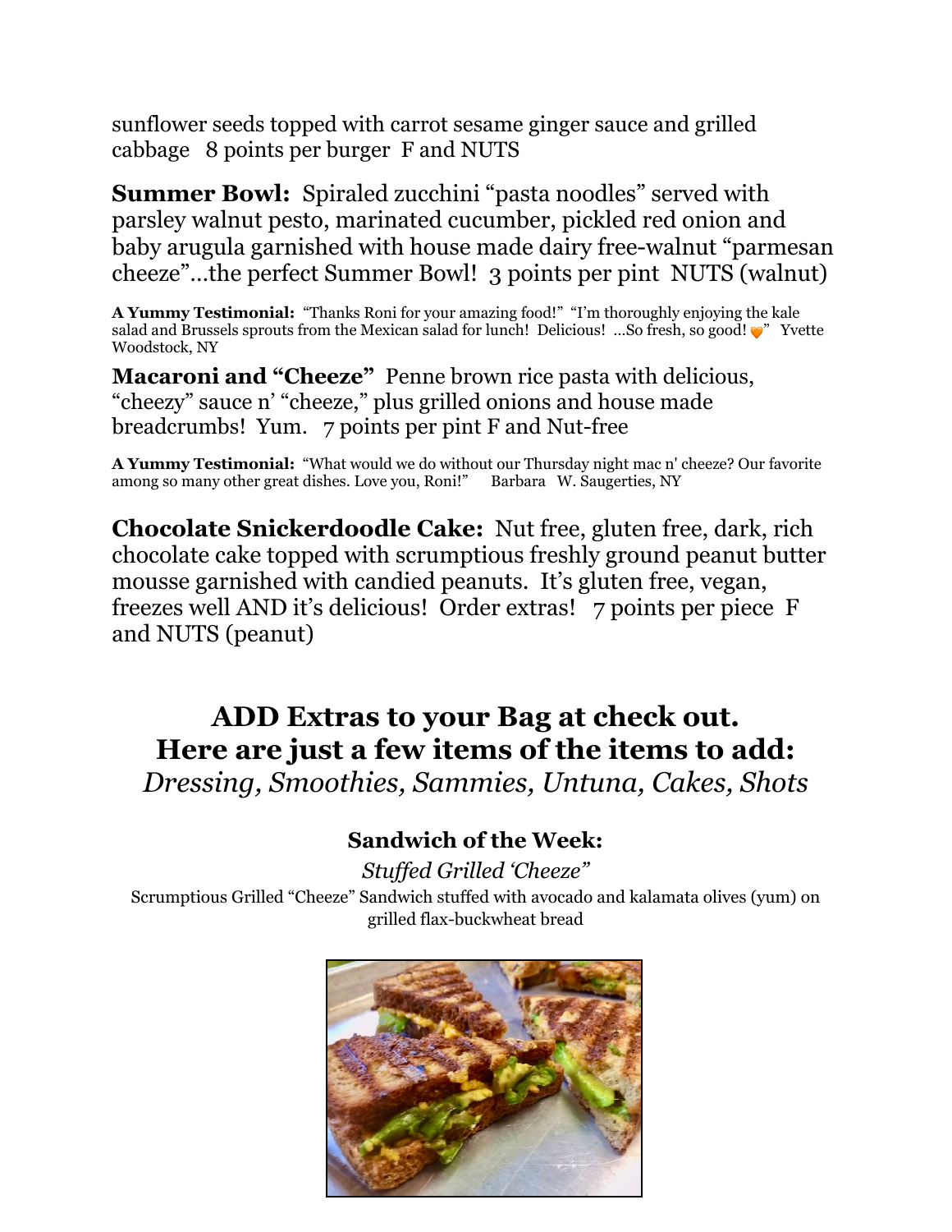sunflower seeds topped with carrot sesame ginger sauce and grilled cabbage   8 points per burger  F and NUTS

**Summer Bowl:** Spiraled zucchini "pasta noodles" served with parsley walnut pesto, marinated cucumber, pickled red onion and baby arugula garnished with house made dairy free-walnut "parmesan cheeze"…the perfect Summer Bowl!  3 points per pint  NUTS (walnut)

**A Yummy Testimonial:** "Thanks Roni for your amazing food!" "I'm thoroughly enjoying the kale salad and Brussels sprouts from the Mexican salad for lunch! Delicious! …So fresh, so good! 🧡" Yvette Woodstock, NY

**Macaroni and "Cheeze"** Penne brown rice pasta with delicious, "cheezy" sauce n' "cheeze," plus grilled onions and house made breadcrumbs! Yum.   7 points per pint F and Nut-free

**A Yummy Testimonial:** "What would we do without our Thursday night mac n' cheeze? Our favorite among so many other great dishes. Love you, Roni!"   Barbara  W. Saugerties, NY

**Chocolate Snickerdoodle Cake:** Nut free, gluten free, dark, rich chocolate cake topped with scrumptious freshly ground peanut butter mousse garnished with candied peanuts. It's gluten free, vegan, freezes well AND it's delicious! Order extras!   7 points per piece  F and NUTS (peanut)

## ADD Extras to your Bag at check out.
## Here are just a few items of the items to add:

*Dressing, Smoothies, Sammies, Untuna, Cakes, Shots*

### Sandwich of the Week:

*Stuffed Grilled 'Cheeze"*

Scrumptious Grilled "Cheeze" Sandwich stuffed with avocado and kalamata olives (yum) on grilled flax-buckwheat bread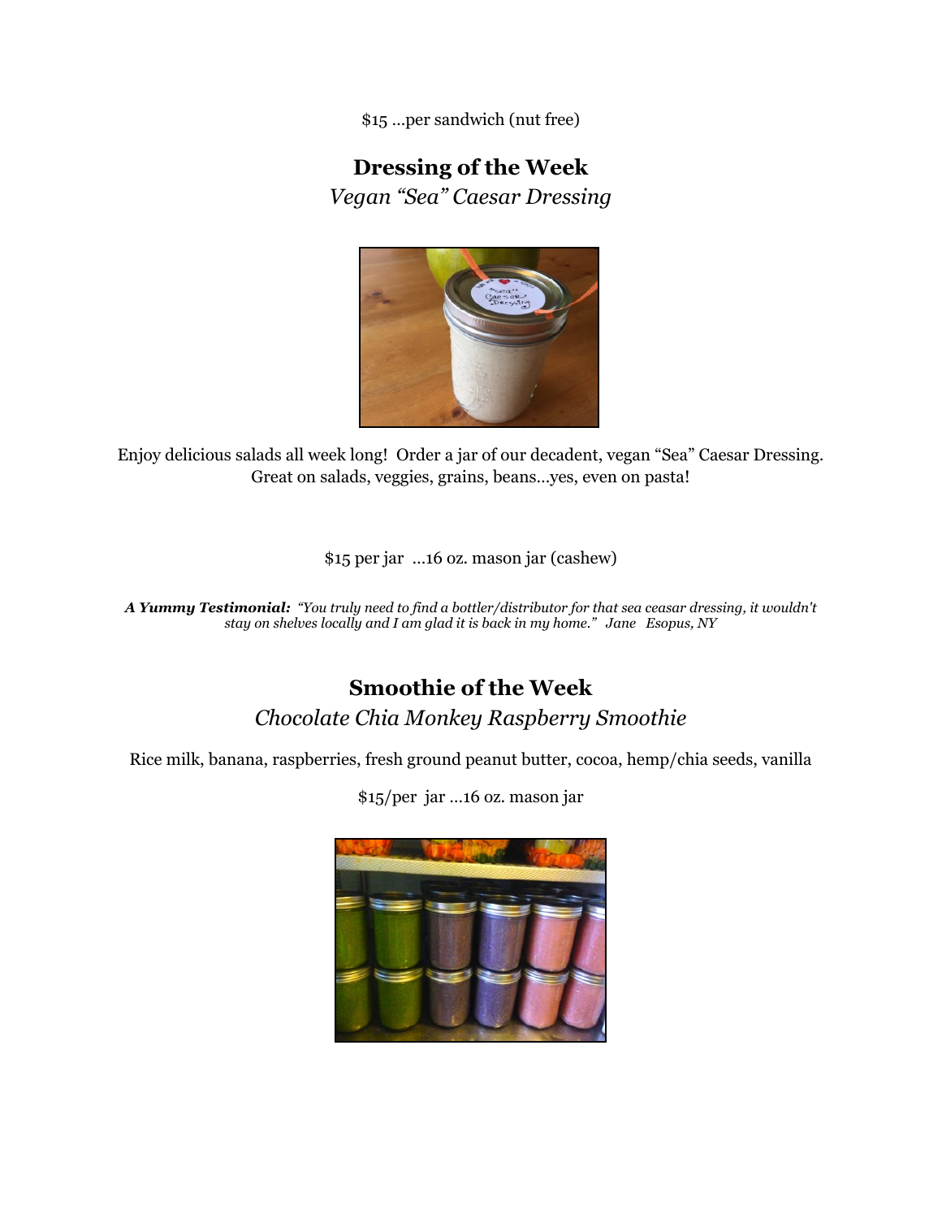$15 ...per sandwich (nut free)

## Dressing of the Week

*Vegan "Sea" Caesar Dressing*

Enjoy delicious salads all week long! Order a jar of our decadent, vegan "Sea" Caesar Dressing. Great on salads, veggies, grains, beans...yes, even on pasta!

$15 per jar ...16 oz. mason jar (cashew)

***A Yummy Testimonial:*** *"You truly need to find a bottler/distributor for that sea ceasar dressing, it wouldn't stay on shelves locally and I am glad it is back in my home." Jane Esopus, NY*

## Smoothie of the Week

*Chocolate Chia Monkey Raspberry Smoothie*

Rice milk, banana, raspberries, fresh ground peanut butter, cocoa, hemp/chia seeds, vanilla

$15/per jar ...16 oz. mason jar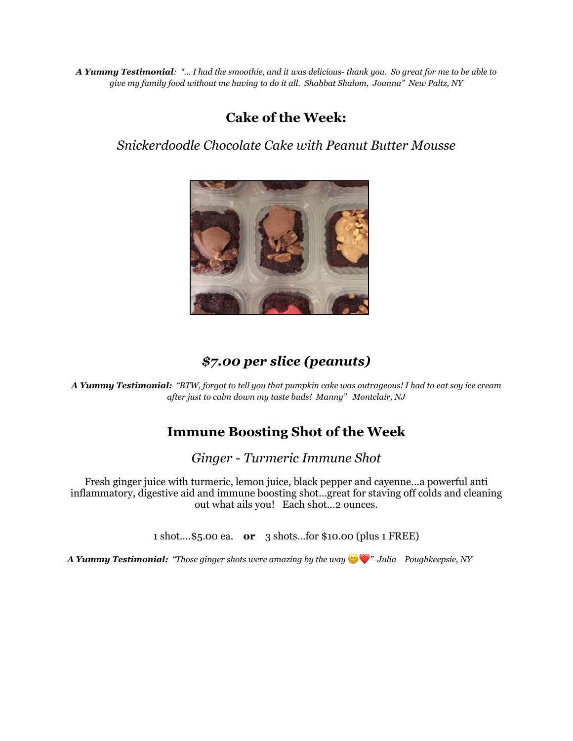***A Yummy Testimonial****: "… I had the smoothie, and it was delicious- thank you. So great for me to be able to give my family food without me having to do it all. Shabbat Shalom, Joanna" New Paltz, NY*

## Cake of the Week:

*Snickerdoodle Chocolate Cake with Peanut Butter Mousse*

***$7.00 per slice (peanuts)***

***A Yummy Testimonial:*** *"BTW, forgot to tell you that pumpkin cake was outrageous! I had to eat soy ice cream after just to calm down my taste buds! Manny" Montclair, NJ*

## Immune Boosting Shot of the Week

*Ginger - Turmeric Immune Shot*

Fresh ginger juice with turmeric, lemon juice, black pepper and cayenne…a powerful anti inflammatory, digestive aid and immune boosting shot…great for staving off colds and cleaning out what ails you! Each shot…2 ounces.

1 shot….$5.00 ea. **or** 3 shots…for $10.00 (plus 1 FREE)

***A Yummy Testimonial:*** *"Those ginger shots were amazing by the way 😊❤️" Julia Poughkeepsie, NY*